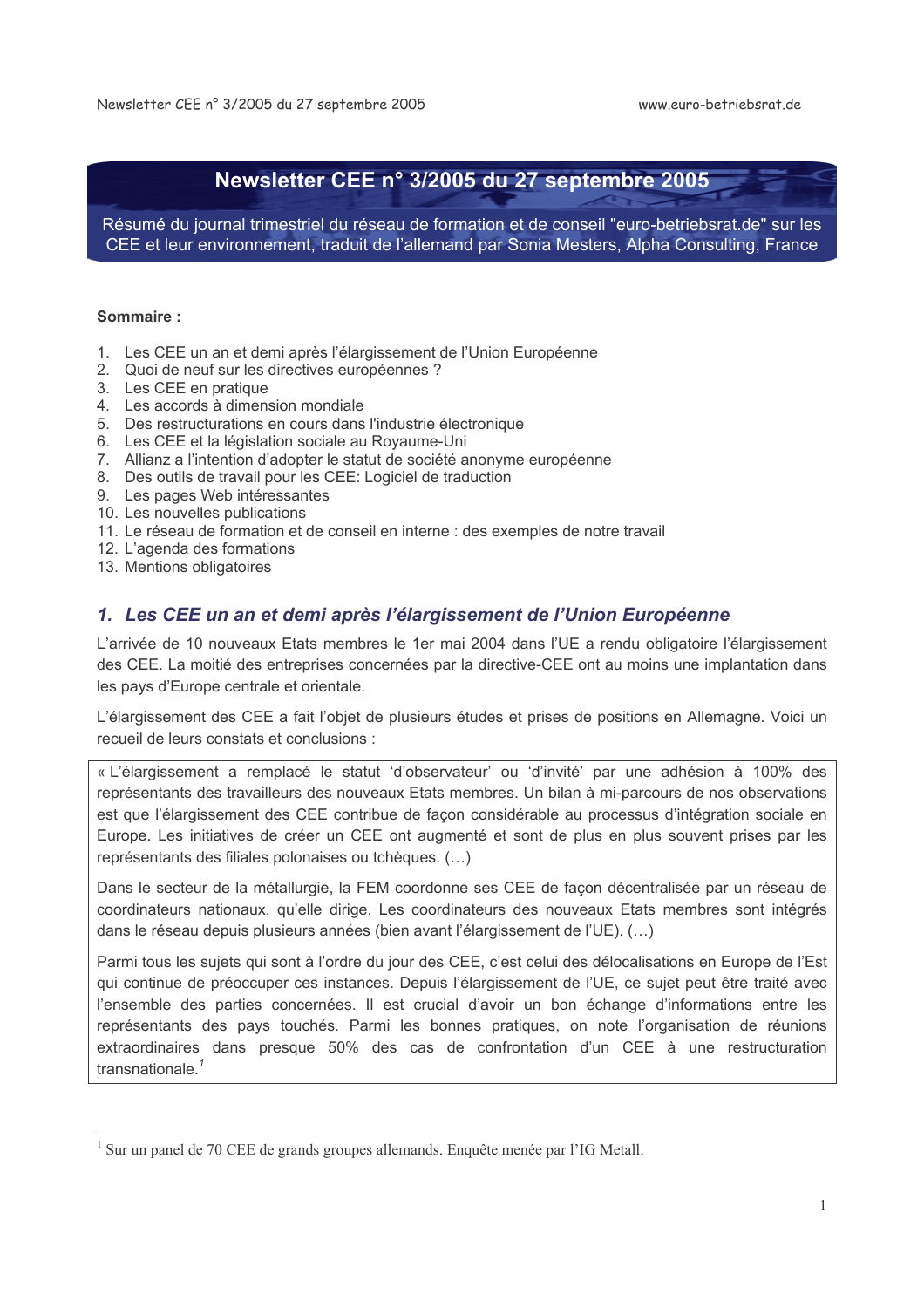# Newsletter CEE n° 3/2005 du 27 septembre 2005

Résumé du journal trimestriel du réseau de formation et de conseil "euro-betriebsrat.de" sur les CEE et leur environnement, traduit de l'allemand par Sonia Mesters, Alpha Consulting, France

**Sommaire :**

1. Les CEE un an et demi après l'élargissement de l'Union Européenne
2. Quoi de neuf sur les directives européennes ?
3. Les CEE en pratique
4. Les accords à dimension mondiale
5. Des restructurations en cours dans l'industrie électronique
6. Les CEE et la législation sociale au Royaume-Uni
7. Allianz a l'intention d'adopter le statut de société anonyme européenne
8. Des outils de travail pour les CEE: Logiciel de traduction
9. Les pages Web intéressantes
10. Les nouvelles publications
11. Le réseau de formation et de conseil en interne : des exemples de notre travail
12. L'agenda des formations
13. Mentions obligatoires

## *1. Les CEE un an et demi après l'élargissement de l'Union Européenne*

L'arrivée de 10 nouveaux Etats membres le 1er mai 2004 dans l'UE a rendu obligatoire l'élargissement des CEE. La moitié des entreprises concernées par la directive-CEE ont au moins une implantation dans les pays d'Europe centrale et orientale.

L'élargissement des CEE a fait l'objet de plusieurs études et prises de positions en Allemagne. Voici un recueil de leurs constats et conclusions :

> « L'élargissement a remplacé le statut 'd'observateur' ou 'd'invité' par une adhésion à 100% des représentants des travailleurs des nouveaux Etats membres. Un bilan à mi-parcours de nos observations est que l'élargissement des CEE contribue de façon considérable au processus d'intégration sociale en Europe. Les initiatives de créer un CEE ont augmenté et sont de plus en plus souvent prises par les représentants des filiales polonaises ou tchèques. (…)
>
> Dans le secteur de la métallurgie, la FEM coordonne ses CEE de façon décentralisée par un réseau de coordinateurs nationaux, qu'elle dirige. Les coordinateurs des nouveaux Etats membres sont intégrés dans le réseau depuis plusieurs années (bien avant l'élargissement de l'UE). (…)
>
> Parmi tous les sujets qui sont à l'ordre du jour des CEE, c'est celui des délocalisations en Europe de l'Est qui continue de préoccuper ces instances. Depuis l'élargissement de l'UE, ce sujet peut être traité avec l'ensemble des parties concernées. Il est crucial d'avoir un bon échange d'informations entre les représentants des pays touchés. Parmi les bonnes pratiques, on note l'organisation de réunions extraordinaires dans presque 50% des cas de confrontation d'un CEE à une restructuration transnationale.[1]

[1] Sur un panel de 70 CEE de grands groupes allemands. Enquête menée par l'IG Metall.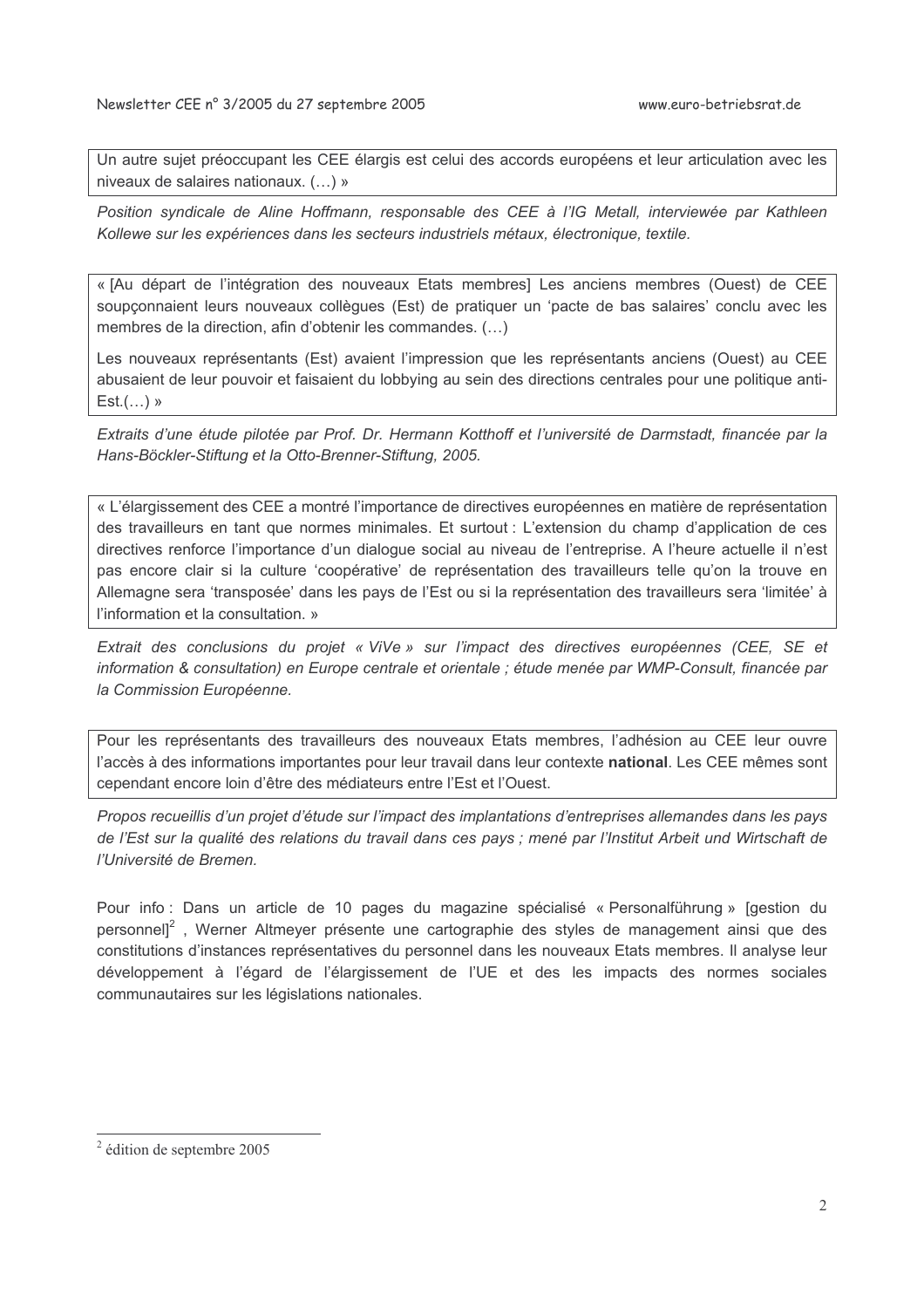Un autre sujet préoccupant les CEE élargis est celui des accords européens et leur articulation avec les niveaux de salaires nationaux. (…) »

*Position syndicale de Aline Hoffmann, responsable des CEE à l'IG Metall, interviewée par Kathleen Kollewe sur les expériences dans les secteurs industriels métaux, électronique, textile.*

« [Au départ de l'intégration des nouveaux Etats membres] Les anciens membres (Ouest) de CEE soupçonnaient leurs nouveaux collègues (Est) de pratiquer un 'pacte de bas salaires' conclu avec les membres de la direction, afin d'obtenir les commandes. (…)

Les nouveaux représentants (Est) avaient l'impression que les représentants anciens (Ouest) au CEE abusaient de leur pouvoir et faisaient du lobbying au sein des directions centrales pour une politique anti-Est.(…) »

*Extraits d'une étude pilotée par Prof. Dr. Hermann Kotthoff et l'université de Darmstadt, financée par la Hans-Böckler-Stiftung et la Otto-Brenner-Stiftung, 2005.*

« L'élargissement des CEE a montré l'importance de directives européennes en matière de représentation des travailleurs en tant que normes minimales. Et surtout : L'extension du champ d'application de ces directives renforce l'importance d'un dialogue social au niveau de l'entreprise. A l'heure actuelle il n'est pas encore clair si la culture 'coopérative' de représentation des travailleurs telle qu'on la trouve en Allemagne sera 'transposée' dans les pays de l'Est ou si la représentation des travailleurs sera 'limitée' à l'information et la consultation. »

*Extrait des conclusions du projet « ViVe » sur l'impact des directives européennes (CEE, SE et information & consultation) en Europe centrale et orientale ; étude menée par WMP-Consult, financée par la Commission Européenne.*

Pour les représentants des travailleurs des nouveaux Etats membres, l'adhésion au CEE leur ouvre l'accès à des informations importantes pour leur travail dans leur contexte **national**. Les CEE mêmes sont cependant encore loin d'être des médiateurs entre l'Est et l'Ouest.

*Propos recueillis d'un projet d'étude sur l'impact des implantations d'entreprises allemandes dans les pays de l'Est sur la qualité des relations du travail dans ces pays ; mené par l'Institut Arbeit und Wirtschaft de l'Université de Bremen.*

Pour info : Dans un article de 10 pages du magazine spécialisé « Personalführung » [gestion du personnel][2] , Werner Altmeyer présente une cartographie des styles de management ainsi que des constitutions d'instances représentatives du personnel dans les nouveaux Etats membres. Il analyse leur développement à l'égard de l'élargissement de l'UE et des les impacts des normes sociales communautaires sur les législations nationales.

---

[2] édition de septembre 2005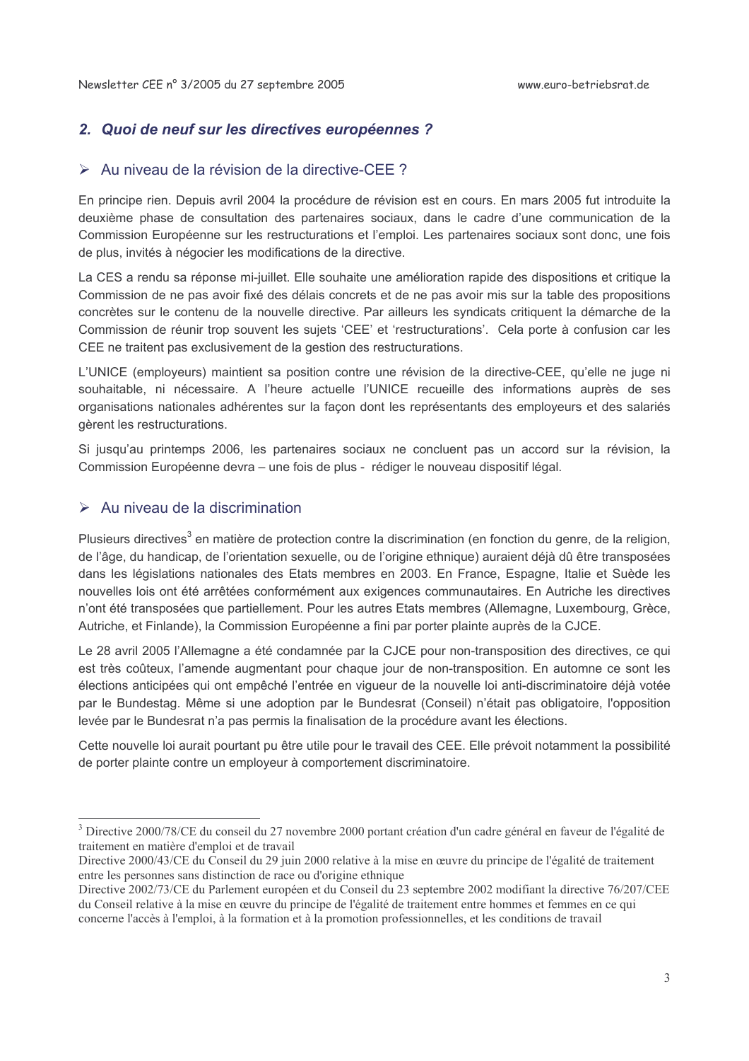## 2. *Quoi de neuf sur les directives européennes ?*

### ➢ Au niveau de la révision de la directive-CEE ?

En principe rien. Depuis avril 2004 la procédure de révision est en cours. En mars 2005 fut introduite la deuxième phase de consultation des partenaires sociaux, dans le cadre d'une communication de la Commission Européenne sur les restructurations et l'emploi. Les partenaires sociaux sont donc, une fois de plus, invités à négocier les modifications de la directive.

La CES a rendu sa réponse mi-juillet. Elle souhaite une amélioration rapide des dispositions et critique la Commission de ne pas avoir fixé des délais concrets et de ne pas avoir mis sur la table des propositions concrètes sur le contenu de la nouvelle directive. Par ailleurs les syndicats critiquent la démarche de la Commission de réunir trop souvent les sujets 'CEE' et 'restructurations'. Cela porte à confusion car les CEE ne traitent pas exclusivement de la gestion des restructurations.

L'UNICE (employeurs) maintient sa position contre une révision de la directive-CEE, qu'elle ne juge ni souhaitable, ni nécessaire. A l'heure actuelle l'UNICE recueille des informations auprès de ses organisations nationales adhérentes sur la façon dont les représentants des employeurs et des salariés gèrent les restructurations.

Si jusqu'au printemps 2006, les partenaires sociaux ne concluent pas un accord sur la révision, la Commission Européenne devra – une fois de plus - rédiger le nouveau dispositif légal.

### ➢ Au niveau de la discrimination

Plusieurs directives[3] en matière de protection contre la discrimination (en fonction du genre, de la religion, de l'âge, du handicap, de l'orientation sexuelle, ou de l'origine ethnique) auraient déjà dû être transposées dans les législations nationales des Etats membres en 2003. En France, Espagne, Italie et Suède les nouvelles lois ont été arrêtées conformément aux exigences communautaires. En Autriche les directives n'ont été transposées que partiellement. Pour les autres Etats membres (Allemagne, Luxembourg, Grèce, Autriche, et Finlande), la Commission Européenne a fini par porter plainte auprès de la CJCE.

Le 28 avril 2005 l'Allemagne a été condamnée par la CJCE pour non-transposition des directives, ce qui est très coûteux, l'amende augmentant pour chaque jour de non-transposition. En automne ce sont les élections anticipées qui ont empêché l'entrée en vigueur de la nouvelle loi anti-discriminatoire déjà votée par le Bundestag. Même si une adoption par le Bundesrat (Conseil) n'était pas obligatoire, l'opposition levée par le Bundesrat n'a pas permis la finalisation de la procédure avant les élections.

Cette nouvelle loi aurait pourtant pu être utile pour le travail des CEE. Elle prévoit notamment la possibilité de porter plainte contre un employeur à comportement discriminatoire.

---

[3] Directive 2000/78/CE du conseil du 27 novembre 2000 portant création d'un cadre général en faveur de l'égalité de traitement en matière d'emploi et de travail
Directive 2000/43/CE du Conseil du 29 juin 2000 relative à la mise en œuvre du principe de l'égalité de traitement entre les personnes sans distinction de race ou d'origine ethnique
Directive 2002/73/CE du Parlement européen et du Conseil du 23 septembre 2002 modifiant la directive 76/207/CEE du Conseil relative à la mise en œuvre du principe de l'égalité de traitement entre hommes et femmes en ce qui concerne l'accès à l'emploi, à la formation et à la promotion professionnelles, et les conditions de travail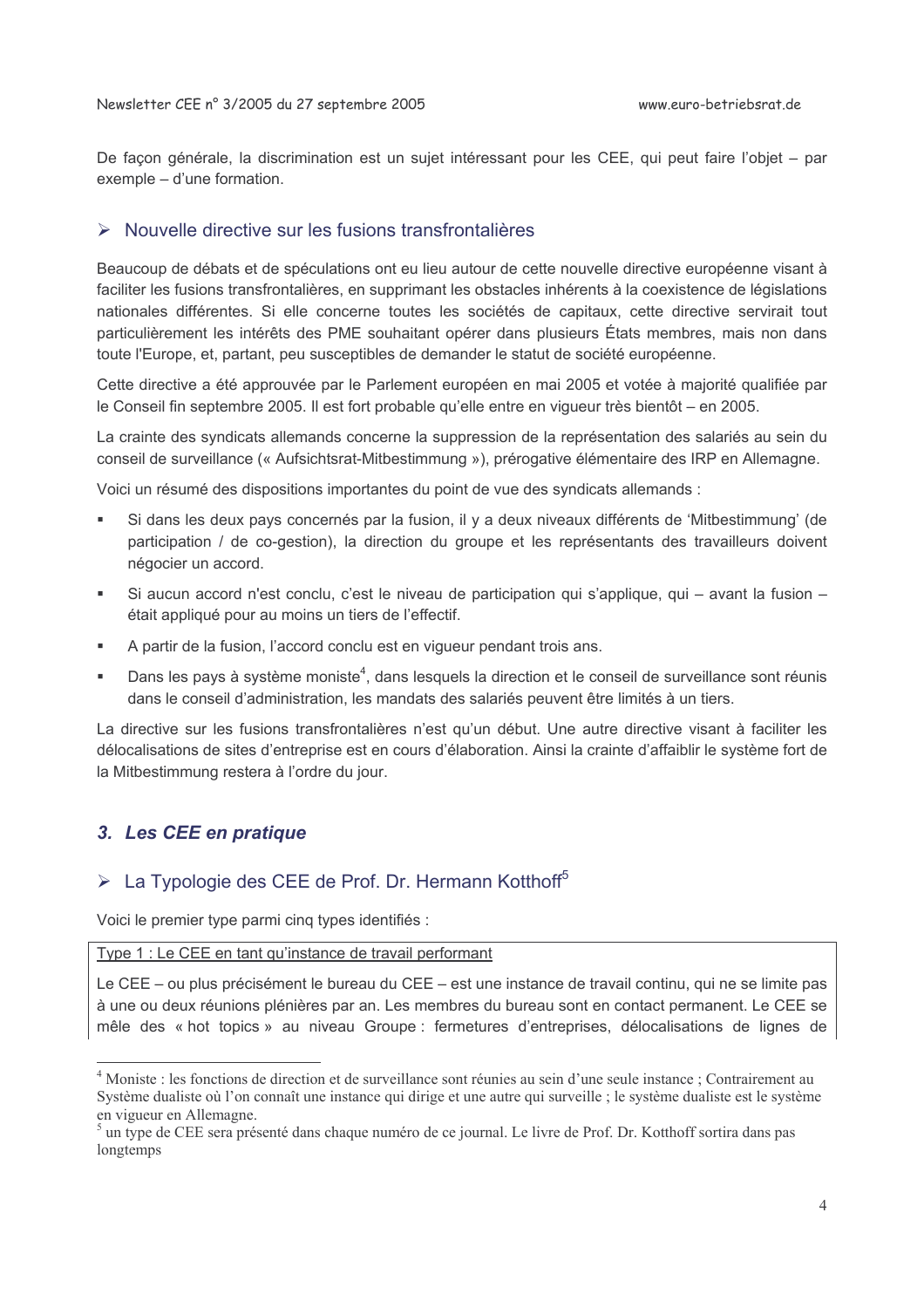De façon générale, la discrimination est un sujet intéressant pour les CEE, qui peut faire l'objet – par exemple – d'une formation.

## ➢ Nouvelle directive sur les fusions transfrontalières

Beaucoup de débats et de spéculations ont eu lieu autour de cette nouvelle directive européenne visant à faciliter les fusions transfrontalières, en supprimant les obstacles inhérents à la coexistence de législations nationales différentes. Si elle concerne toutes les sociétés de capitaux, cette directive servirait tout particulièrement les intérêts des PME souhaitant opérer dans plusieurs États membres, mais non dans toute l'Europe, et, partant, peu susceptibles de demander le statut de société européenne.

Cette directive a été approuvée par le Parlement européen en mai 2005 et votée à majorité qualifiée par le Conseil fin septembre 2005. Il est fort probable qu'elle entre en vigueur très bientôt – en 2005.

La crainte des syndicats allemands concerne la suppression de la représentation des salariés au sein du conseil de surveillance (« Aufsichtsrat-Mitbestimmung »), prérogative élémentaire des IRP en Allemagne.

Voici un résumé des dispositions importantes du point de vue des syndicats allemands :

- Si dans les deux pays concernés par la fusion, il y a deux niveaux différents de 'Mitbestimmung' (de participation / de co-gestion), la direction du groupe et les représentants des travailleurs doivent négocier un accord.
- Si aucun accord n'est conclu, c'est le niveau de participation qui s'applique, qui – avant la fusion – était appliqué pour au moins un tiers de l'effectif.
- A partir de la fusion, l'accord conclu est en vigueur pendant trois ans.
- Dans les pays à système moniste[4], dans lesquels la direction et le conseil de surveillance sont réunis dans le conseil d'administration, les mandats des salariés peuvent être limités à un tiers.

La directive sur les fusions transfrontalières n'est qu'un début. Une autre directive visant à faciliter les délocalisations de sites d'entreprise est en cours d'élaboration. Ainsi la crainte d'affaiblir le système fort de la Mitbestimmung restera à l'ordre du jour.

## *3. Les CEE en pratique*

## ➢ La Typologie des CEE de Prof. Dr. Hermann Kotthoff[5]

Voici le premier type parmi cinq types identifiés :

Type 1 : Le CEE en tant qu'instance de travail performant

Le CEE – ou plus précisément le bureau du CEE – est une instance de travail continu, qui ne se limite pas à une ou deux réunions plénières par an. Les membres du bureau sont en contact permanent. Le CEE se mêle des « hot topics » au niveau Groupe : fermetures d'entreprises, délocalisations de lignes de

---

[4] Moniste : les fonctions de direction et de surveillance sont réunies au sein d'une seule instance ; Contrairement au Système dualiste où l'on connaît une instance qui dirige et une autre qui surveille ; le système dualiste est le système en vigueur en Allemagne.

[5] un type de CEE sera présenté dans chaque numéro de ce journal. Le livre de Prof. Dr. Kotthoff sortira dans pas longtemps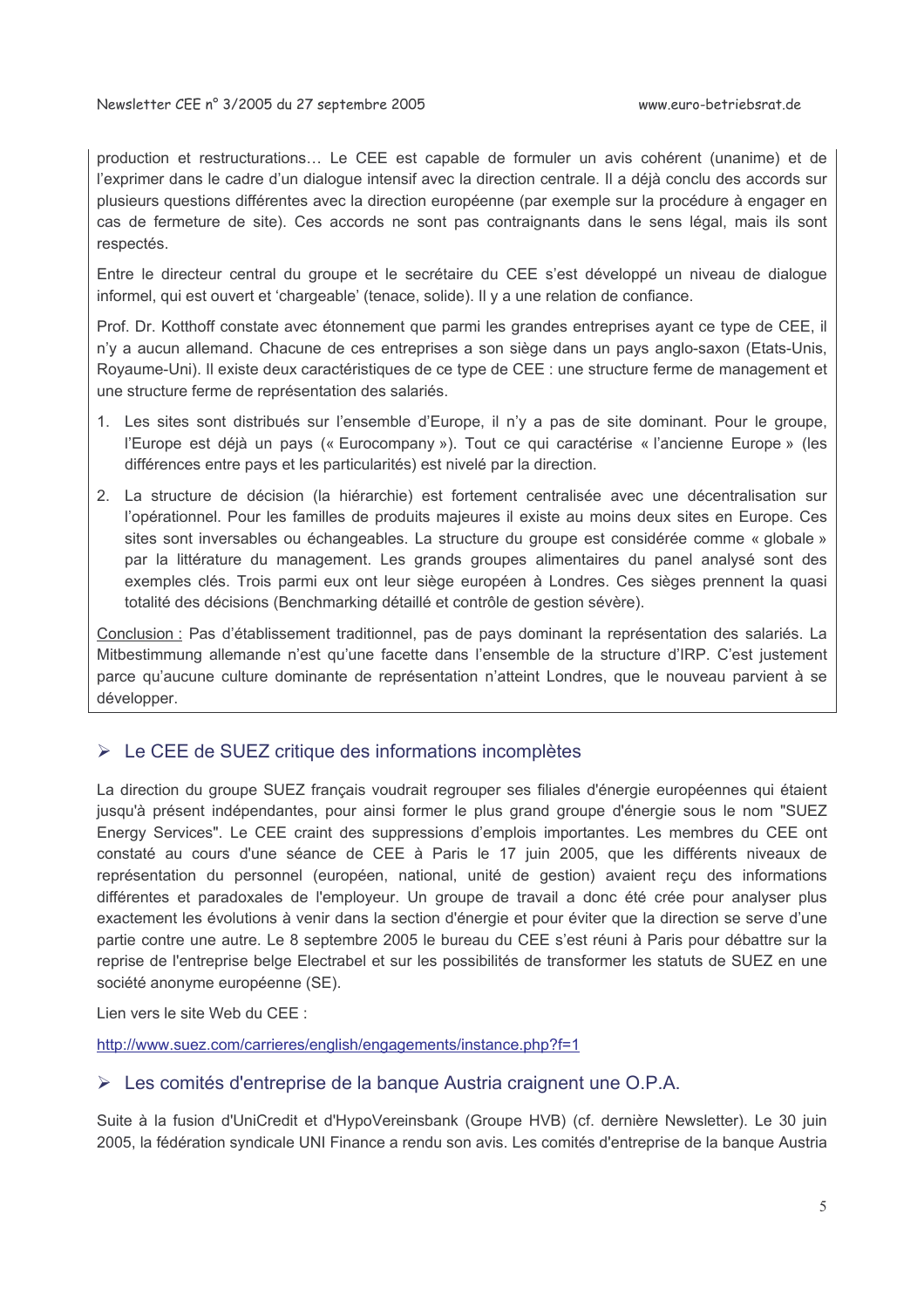production et restructurations… Le CEE est capable de formuler un avis cohérent (unanime) et de l'exprimer dans le cadre d'un dialogue intensif avec la direction centrale. Il a déjà conclu des accords sur plusieurs questions différentes avec la direction européenne (par exemple sur la procédure à engager en cas de fermeture de site). Ces accords ne sont pas contraignants dans le sens légal, mais ils sont respectés.

Entre le directeur central du groupe et le secrétaire du CEE s'est développé un niveau de dialogue informel, qui est ouvert et 'chargeable' (tenace, solide). Il y a une relation de confiance.

Prof. Dr. Kotthoff constate avec étonnement que parmi les grandes entreprises ayant ce type de CEE, il n'y a aucun allemand. Chacune de ces entreprises a son siège dans un pays anglo-saxon (Etats-Unis, Royaume-Uni). Il existe deux caractéristiques de ce type de CEE : une structure ferme de management et une structure ferme de représentation des salariés.

1. Les sites sont distribués sur l'ensemble d'Europe, il n'y a pas de site dominant. Pour le groupe, l'Europe est déjà un pays (« Eurocompany »). Tout ce qui caractérise « l'ancienne Europe » (les différences entre pays et les particularités) est nivelé par la direction.
2. La structure de décision (la hiérarchie) est fortement centralisée avec une décentralisation sur l'opérationnel. Pour les familles de produits majeures il existe au moins deux sites en Europe. Ces sites sont inversables ou échangeables. La structure du groupe est considérée comme « globale » par la littérature du management. Les grands groupes alimentaires du panel analysé sont des exemples clés. Trois parmi eux ont leur siège européen à Londres. Ces sièges prennent la quasi totalité des décisions (Benchmarking détaillé et contrôle de gestion sévère).

Conclusion : Pas d'établissement traditionnel, pas de pays dominant la représentation des salariés. La Mitbestimmung allemande n'est qu'une facette dans l'ensemble de la structure d'IRP. C'est justement parce qu'aucune culture dominante de représentation n'atteint Londres, que le nouveau parvient à se développer.

## ➢ Le CEE de SUEZ critique des informations incomplètes

La direction du groupe SUEZ français voudrait regrouper ses filiales d'énergie européennes qui étaient jusqu'à présent indépendantes, pour ainsi former le plus grand groupe d'énergie sous le nom "SUEZ Energy Services". Le CEE craint des suppressions d'emplois importantes. Les membres du CEE ont constaté au cours d'une séance de CEE à Paris le 17 juin 2005, que les différents niveaux de représentation du personnel (européen, national, unité de gestion) avaient reçu des informations différentes et paradoxales de l'employeur. Un groupe de travail a donc été crée pour analyser plus exactement les évolutions à venir dans la section d'énergie et pour éviter que la direction se serve d'une partie contre une autre. Le 8 septembre 2005 le bureau du CEE s'est réuni à Paris pour débattre sur la reprise de l'entreprise belge Electrabel et sur les possibilités de transformer les statuts de SUEZ en une société anonyme européenne (SE).

Lien vers le site Web du CEE :

http://www.suez.com/carrieres/english/engagements/instance.php?f=1

## ➢ Les comités d'entreprise de la banque Austria craignent une O.P.A.

Suite à la fusion d'UniCredit et d'HypoVereinsbank (Groupe HVB) (cf. dernière Newsletter). Le 30 juin 2005, la fédération syndicale UNI Finance a rendu son avis. Les comités d'entreprise de la banque Austria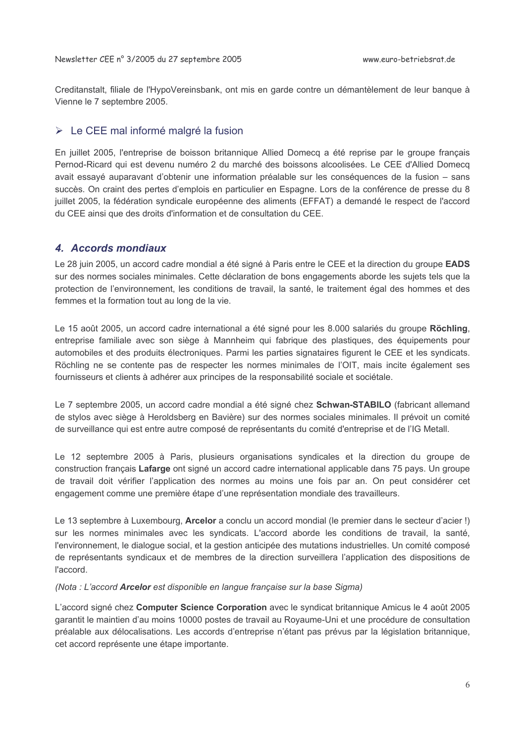Creditanstalt, filiale de l'HypoVereinsbank, ont mis en garde contre un démantèlement de leur banque à Vienne le 7 septembre 2005.

### ➢ Le CEE mal informé malgré la fusion

En juillet 2005, l'entreprise de boisson britannique Allied Domecq a été reprise par le groupe français Pernod-Ricard qui est devenu numéro 2 du marché des boissons alcoolisées. Le CEE d'Allied Domecq avait essayé auparavant d'obtenir une information préalable sur les conséquences de la fusion – sans succès. On craint des pertes d'emplois en particulier en Espagne. Lors de la conférence de presse du 8 juillet 2005, la fédération syndicale européenne des aliments (EFFAT) a demandé le respect de l'accord du CEE ainsi que des droits d'information et de consultation du CEE.

## *4. Accords mondiaux*

Le 28 juin 2005, un accord cadre mondial a été signé à Paris entre le CEE et la direction du groupe **EADS** sur des normes sociales minimales. Cette déclaration de bons engagements aborde les sujets tels que la protection de l'environnement, les conditions de travail, la santé, le traitement égal des hommes et des femmes et la formation tout au long de la vie.

Le 15 août 2005, un accord cadre international a été signé pour les 8.000 salariés du groupe **Röchling**, entreprise familiale avec son siège à Mannheim qui fabrique des plastiques, des équipements pour automobiles et des produits électroniques. Parmi les parties signataires figurent le CEE et les syndicats. Röchling ne se contente pas de respecter les normes minimales de l'OIT, mais incite également ses fournisseurs et clients à adhérer aux principes de la responsabilité sociale et sociétale.

Le 7 septembre 2005, un accord cadre mondial a été signé chez **Schwan-STABILO** (fabricant allemand de stylos avec siège à Heroldsberg en Bavière) sur des normes sociales minimales. Il prévoit un comité de surveillance qui est entre autre composé de représentants du comité d'entreprise et de l'IG Metall.

Le 12 septembre 2005 à Paris, plusieurs organisations syndicales et la direction du groupe de construction français **Lafarge** ont signé un accord cadre international applicable dans 75 pays. Un groupe de travail doit vérifier l'application des normes au moins une fois par an. On peut considérer cet engagement comme une première étape d'une représentation mondiale des travailleurs.

Le 13 septembre à Luxembourg, **Arcelor** a conclu un accord mondial (le premier dans le secteur d'acier !) sur les normes minimales avec les syndicats. L'accord aborde les conditions de travail, la santé, l'environnement, le dialogue social, et la gestion anticipée des mutations industrielles. Un comité composé de représentants syndicaux et de membres de la direction surveillera l'application des dispositions de l'accord.

*(Nota : L'accord **Arcelor** est disponible en langue française sur la base Sigma)*

L'accord signé chez **Computer Science Corporation** avec le syndicat britannique Amicus le 4 août 2005 garantit le maintien d'au moins 10000 postes de travail au Royaume-Uni et une procédure de consultation préalable aux délocalisations. Les accords d'entreprise n'étant pas prévus par la législation britannique, cet accord représente une étape importante.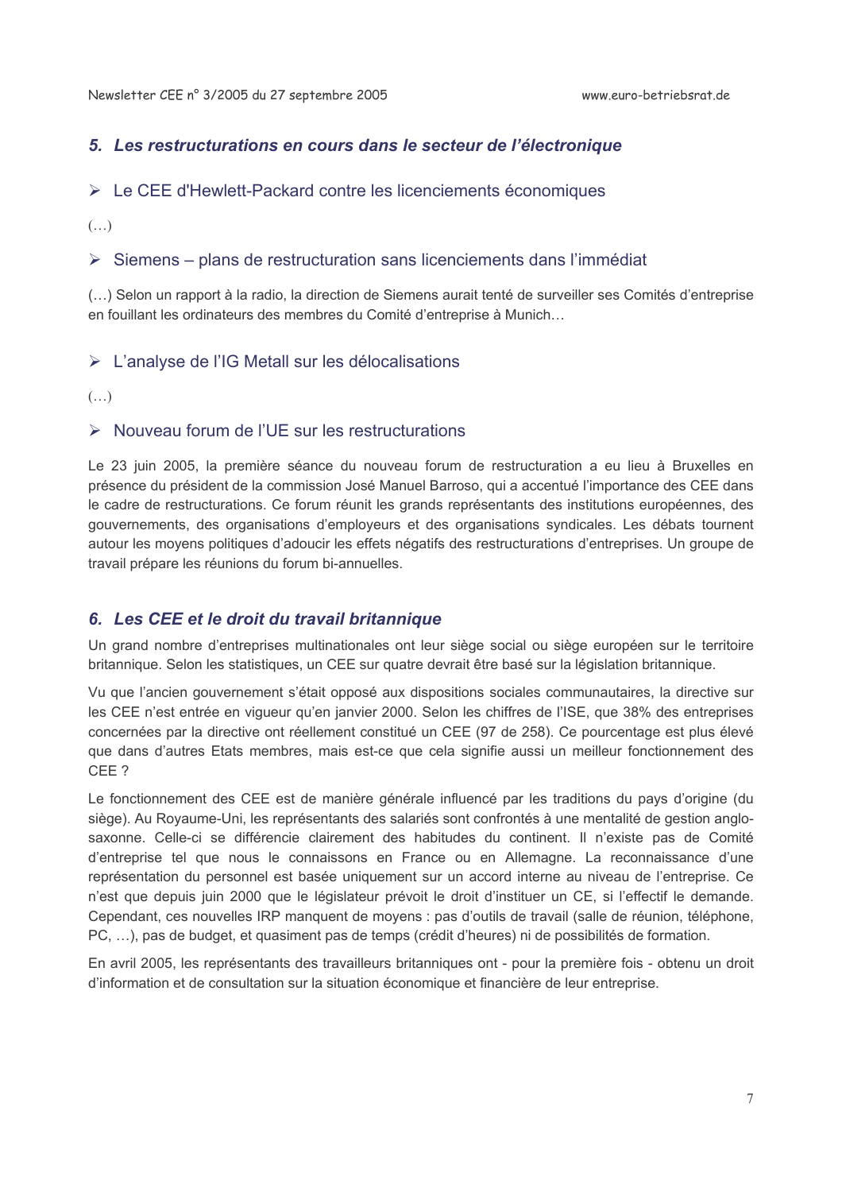## 5. *Les restructurations en cours dans le secteur de l'électronique*

- Le CEE d'Hewlett-Packard contre les licenciements économiques

(…)

- Siemens – plans de restructuration sans licenciements dans l'immédiat

(…) Selon un rapport à la radio, la direction de Siemens aurait tenté de surveiller ses Comités d'entreprise en fouillant les ordinateurs des membres du Comité d'entreprise à Munich…

- L'analyse de l'IG Metall sur les délocalisations

(…)

- Nouveau forum de l'UE sur les restructurations

Le 23 juin 2005, la première séance du nouveau forum de restructuration a eu lieu à Bruxelles en présence du président de la commission José Manuel Barroso, qui a accentué l'importance des CEE dans le cadre de restructurations. Ce forum réunit les grands représentants des institutions européennes, des gouvernements, des organisations d'employeurs et des organisations syndicales. Les débats tournent autour les moyens politiques d'adoucir les effets négatifs des restructurations d'entreprises. Un groupe de travail prépare les réunions du forum bi-annuelles.

## 6. *Les CEE et le droit du travail britannique*

Un grand nombre d'entreprises multinationales ont leur siège social ou siège européen sur le territoire britannique. Selon les statistiques, un CEE sur quatre devrait être basé sur la législation britannique.

Vu que l'ancien gouvernement s'était opposé aux dispositions sociales communautaires, la directive sur les CEE n'est entrée en vigueur qu'en janvier 2000. Selon les chiffres de l'ISE, que 38% des entreprises concernées par la directive ont réellement constitué un CEE (97 de 258). Ce pourcentage est plus élevé que dans d'autres Etats membres, mais est-ce que cela signifie aussi un meilleur fonctionnement des CEE ?

Le fonctionnement des CEE est de manière générale influencé par les traditions du pays d'origine (du siège). Au Royaume-Uni, les représentants des salariés sont confrontés à une mentalité de gestion anglo-saxonne. Celle-ci se différencie clairement des habitudes du continent. Il n'existe pas de Comité d'entreprise tel que nous le connaissons en France ou en Allemagne. La reconnaissance d'une représentation du personnel est basée uniquement sur un accord interne au niveau de l'entreprise. Ce n'est que depuis juin 2000 que le législateur prévoit le droit d'instituer un CE, si l'effectif le demande. Cependant, ces nouvelles IRP manquent de moyens : pas d'outils de travail (salle de réunion, téléphone, PC, …), pas de budget, et quasiment pas de temps (crédit d'heures) ni de possibilités de formation.

En avril 2005, les représentants des travailleurs britanniques ont - pour la première fois - obtenu un droit d'information et de consultation sur la situation économique et financière de leur entreprise.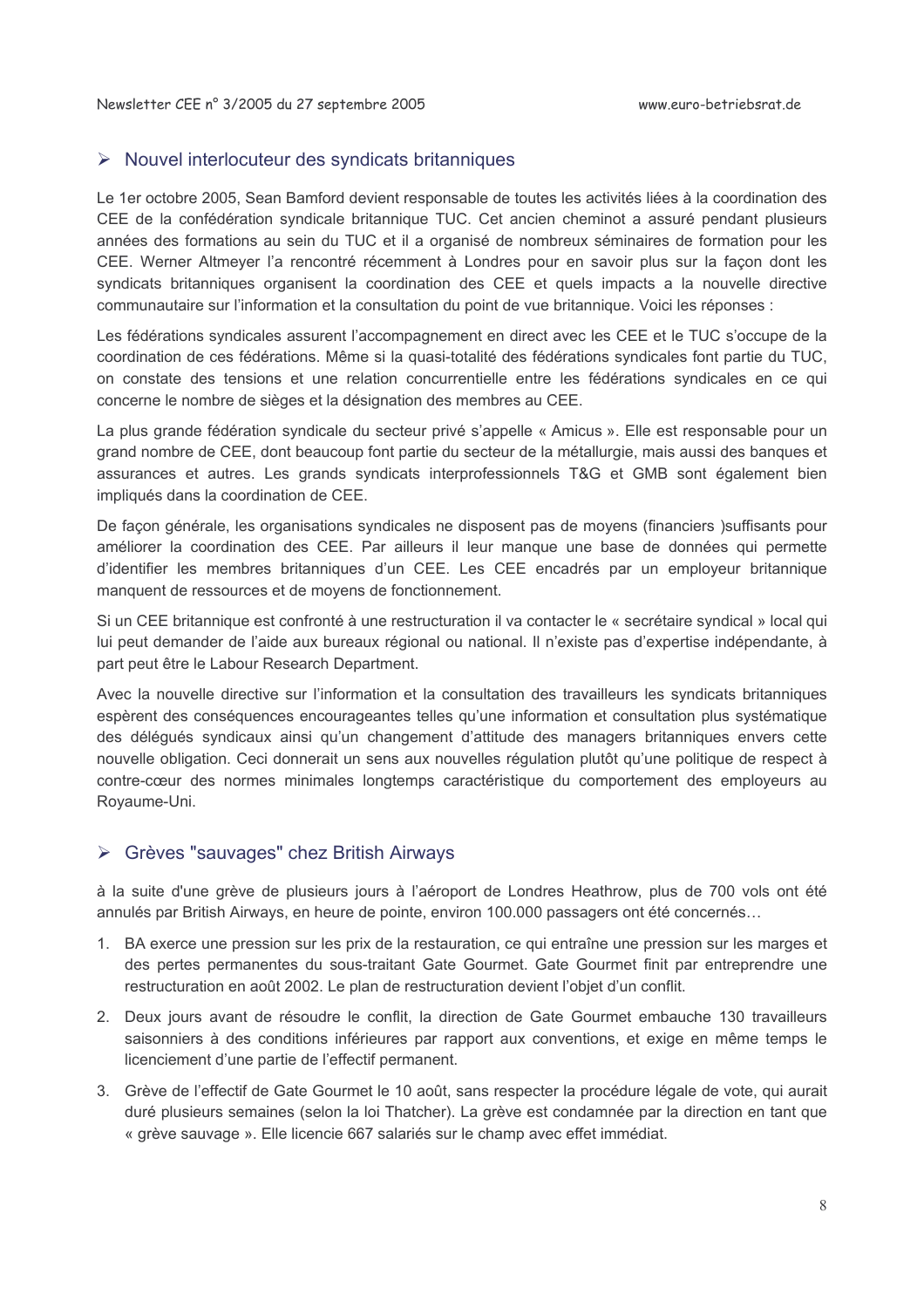## ➢ Nouvel interlocuteur des syndicats britanniques

Le 1er octobre 2005, Sean Bamford devient responsable de toutes les activités liées à la coordination des CEE de la confédération syndicale britannique TUC. Cet ancien cheminot a assuré pendant plusieurs années des formations au sein du TUC et il a organisé de nombreux séminaires de formation pour les CEE. Werner Altmeyer l'a rencontré récemment à Londres pour en savoir plus sur la façon dont les syndicats britanniques organisent la coordination des CEE et quels impacts a la nouvelle directive communautaire sur l'information et la consultation du point de vue britannique. Voici les réponses :

Les fédérations syndicales assurent l'accompagnement en direct avec les CEE et le TUC s'occupe de la coordination de ces fédérations. Même si la quasi-totalité des fédérations syndicales font partie du TUC, on constate des tensions et une relation concurrentielle entre les fédérations syndicales en ce qui concerne le nombre de sièges et la désignation des membres au CEE.

La plus grande fédération syndicale du secteur privé s'appelle « Amicus ». Elle est responsable pour un grand nombre de CEE, dont beaucoup font partie du secteur de la métallurgie, mais aussi des banques et assurances et autres. Les grands syndicats interprofessionnels T&G et GMB sont également bien impliqués dans la coordination de CEE.

De façon générale, les organisations syndicales ne disposent pas de moyens (financiers )suffisants pour améliorer la coordination des CEE. Par ailleurs il leur manque une base de données qui permette d'identifier les membres britanniques d'un CEE. Les CEE encadrés par un employeur britannique manquent de ressources et de moyens de fonctionnement.

Si un CEE britannique est confronté à une restructuration il va contacter le « secrétaire syndical » local qui lui peut demander de l'aide aux bureaux régional ou national. Il n'existe pas d'expertise indépendante, à part peut être le Labour Research Department.

Avec la nouvelle directive sur l'information et la consultation des travailleurs les syndicats britanniques espèrent des conséquences encourageantes telles qu'une information et consultation plus systématique des délégués syndicaux ainsi qu'un changement d'attitude des managers britanniques envers cette nouvelle obligation. Ceci donnerait un sens aux nouvelles régulation plutôt qu'une politique de respect à contre-cœur des normes minimales longtemps caractéristique du comportement des employeurs au Royaume-Uni.

## ➢ Grèves "sauvages" chez British Airways

à la suite d'une grève de plusieurs jours à l'aéroport de Londres Heathrow, plus de 700 vols ont été annulés par British Airways, en heure de pointe, environ 100.000 passagers ont été concernés…

1. BA exerce une pression sur les prix de la restauration, ce qui entraîne une pression sur les marges et des pertes permanentes du sous-traitant Gate Gourmet. Gate Gourmet finit par entreprendre une restructuration en août 2002. Le plan de restructuration devient l'objet d'un conflit.
2. Deux jours avant de résoudre le conflit, la direction de Gate Gourmet embauche 130 travailleurs saisonniers à des conditions inférieures par rapport aux conventions, et exige en même temps le licenciement d'une partie de l'effectif permanent.
3. Grève de l'effectif de Gate Gourmet le 10 août, sans respecter la procédure légale de vote, qui aurait duré plusieurs semaines (selon la loi Thatcher). La grève est condamnée par la direction en tant que « grève sauvage ». Elle licencie 667 salariés sur le champ avec effet immédiat.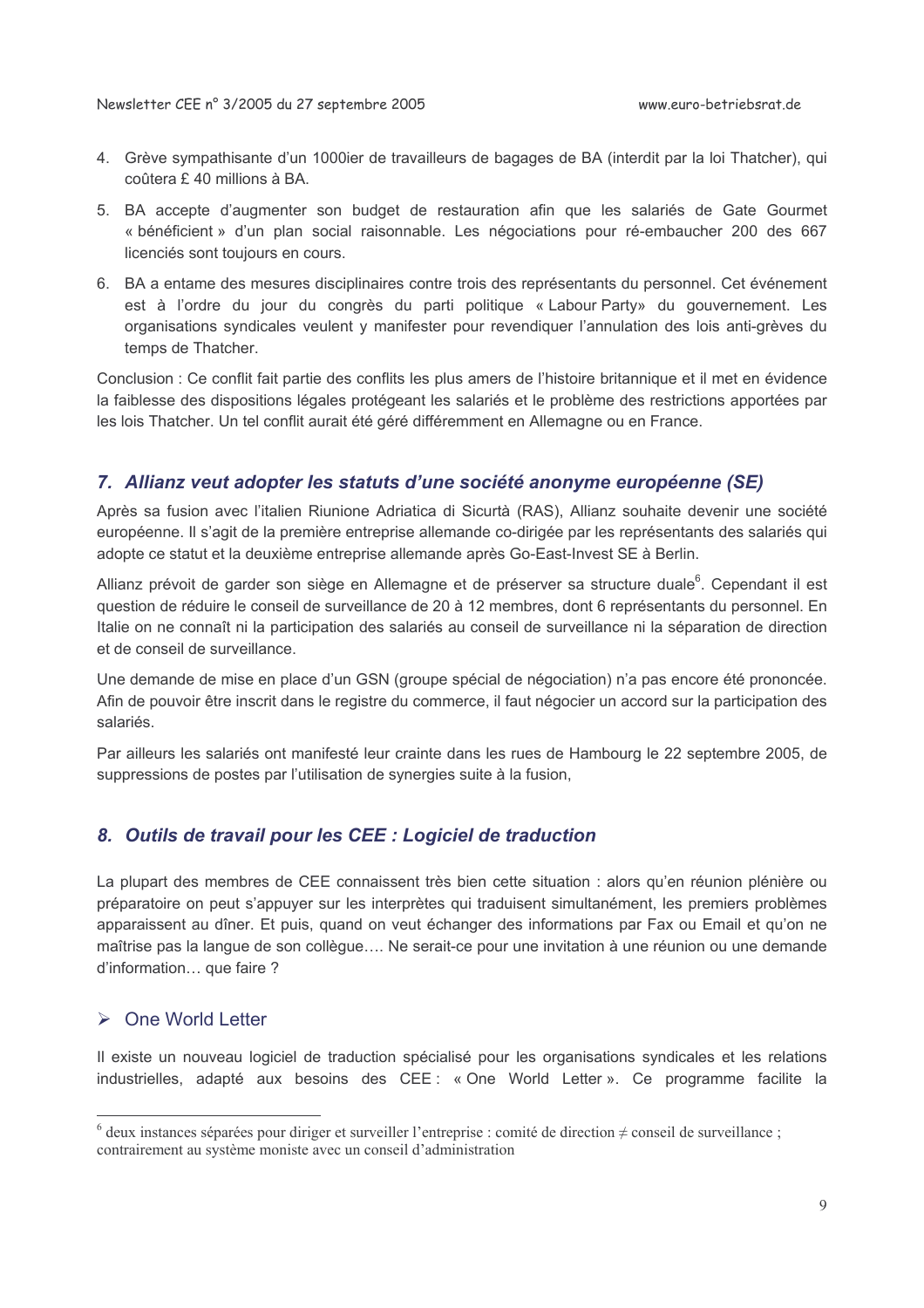4. Grève sympathisante d'un 1000ier de travailleurs de bagages de BA (interdit par la loi Thatcher), qui coûtera £ 40 millions à BA.
5. BA accepte d'augmenter son budget de restauration afin que les salariés de Gate Gourmet « bénéficient » d'un plan social raisonnable. Les négociations pour ré-embaucher 200 des 667 licenciés sont toujours en cours.
6. BA a entame des mesures disciplinaires contre trois des représentants du personnel. Cet événement est à l'ordre du jour du congrès du parti politique « Labour Party» du gouvernement. Les organisations syndicales veulent y manifester pour revendiquer l'annulation des lois anti-grèves du temps de Thatcher.

Conclusion : Ce conflit fait partie des conflits les plus amers de l'histoire britannique et il met en évidence la faiblesse des dispositions légales protégeant les salariés et le problème des restrictions apportées par les lois Thatcher. Un tel conflit aurait été géré différemment en Allemagne ou en France.

## *7. Allianz veut adopter les statuts d'une société anonyme européenne (SE)*

Après sa fusion avec l'italien Riunione Adriatica di Sicurtà (RAS), Allianz souhaite devenir une société européenne. Il s'agit de la première entreprise allemande co-dirigée par les représentants des salariés qui adopte ce statut et la deuxième entreprise allemande après Go-East-Invest SE à Berlin.

Allianz prévoit de garder son siège en Allemagne et de préserver sa structure duale[6]. Cependant il est question de réduire le conseil de surveillance de 20 à 12 membres, dont 6 représentants du personnel. En Italie on ne connaît ni la participation des salariés au conseil de surveillance ni la séparation de direction et de conseil de surveillance.

Une demande de mise en place d'un GSN (groupe spécial de négociation) n'a pas encore été prononcée. Afin de pouvoir être inscrit dans le registre du commerce, il faut négocier un accord sur la participation des salariés.

Par ailleurs les salariés ont manifesté leur crainte dans les rues de Hambourg le 22 septembre 2005, de suppressions de postes par l'utilisation de synergies suite à la fusion,

## *8. Outils de travail pour les CEE : Logiciel de traduction*

La plupart des membres de CEE connaissent très bien cette situation : alors qu'en réunion plénière ou préparatoire on peut s'appuyer sur les interprètes qui traduisent simultanément, les premiers problèmes apparaissent au dîner. Et puis, quand on veut échanger des informations par Fax ou Email et qu'on ne maîtrise pas la langue de son collègue…. Ne serait-ce pour une invitation à une réunion ou une demande d'information… que faire ?

### ➢ One World Letter

Il existe un nouveau logiciel de traduction spécialisé pour les organisations syndicales et les relations industrielles, adapté aux besoins des CEE : « One World Letter ». Ce programme facilite la

---

[6] deux instances séparées pour diriger et surveiller l'entreprise : comité de direction ≠ conseil de surveillance ; contrairement au système moniste avec un conseil d'administration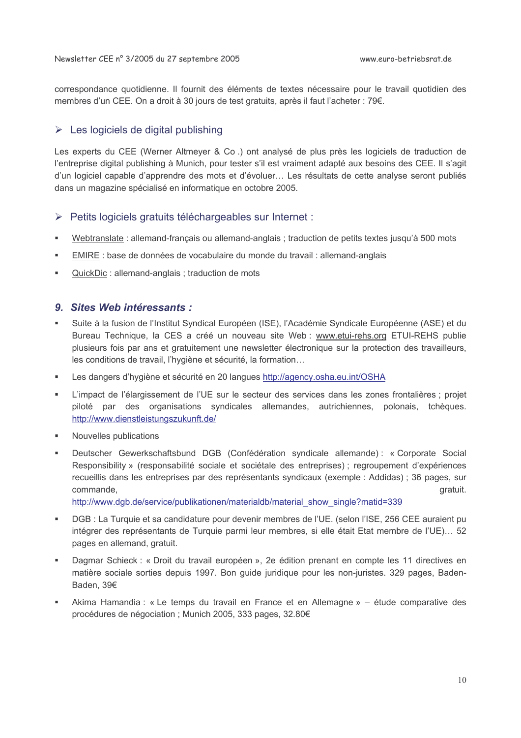correspondance quotidienne. Il fournit des éléments de textes nécessaire pour le travail quotidien des membres d'un CEE. On a droit à 30 jours de test gratuits, après il faut l'acheter : 79€.

### ➢ Les logiciels de digital publishing

Les experts du CEE (Werner Altmeyer & Co .) ont analysé de plus près les logiciels de traduction de l'entreprise digital publishing à Munich, pour tester s'il est vraiment adapté aux besoins des CEE. Il s'agit d'un logiciel capable d'apprendre des mots et d'évoluer… Les résultats de cette analyse seront publiés dans un magazine spécialisé en informatique en octobre 2005.

### ➢ Petits logiciels gratuits téléchargeables sur Internet :

- Webtranslate : allemand-français ou allemand-anglais ; traduction de petits textes jusqu'à 500 mots
- EMIRE : base de données de vocabulaire du monde du travail : allemand-anglais
- QuickDic : allemand-anglais ; traduction de mots

## *9. Sites Web intéressants :*

- Suite à la fusion de l'Institut Syndical Européen (ISE), l'Académie Syndicale Européenne (ASE) et du Bureau Technique, la CES a créé un nouveau site Web : www.etui-rehs.org ETUI-REHS publie plusieurs fois par ans et gratuitement une newsletter électronique sur la protection des travailleurs, les conditions de travail, l'hygiène et sécurité, la formation…
- Les dangers d'hygiène et sécurité en 20 langues http://agency.osha.eu.int/OSHA
- L'impact de l'élargissement de l'UE sur le secteur des services dans les zones frontalières ; projet piloté par des organisations syndicales allemandes, autrichiennes, polonais, tchèques. http://www.dienstleistungszukunft.de/
- Nouvelles publications
- Deutscher Gewerkschaftsbund DGB (Confédération syndicale allemande) : « Corporate Social Responsibility » (responsabilité sociale et sociétale des entreprises) ; regroupement d'expériences recueillis dans les entreprises par des représentants syndicaux (exemple : Addidas) ; 36 pages, sur commande, gratuit. http://www.dgb.de/service/publikationen/materialdb/material_show_single?matid=339
- DGB : La Turquie et sa candidature pour devenir membres de l'UE. (selon l'ISE, 256 CEE auraient pu intégrer des représentants de Turquie parmi leur membres, si elle était Etat membre de l'UE)… 52 pages en allemand, gratuit.
- Dagmar Schieck : « Droit du travail européen », 2e édition prenant en compte les 11 directives en matière sociale sorties depuis 1997. Bon guide juridique pour les non-juristes. 329 pages, Baden-Baden, 39€
- Akima Hamandia : « Le temps du travail en France et en Allemagne » – étude comparative des procédures de négociation ; Munich 2005, 333 pages, 32.80€